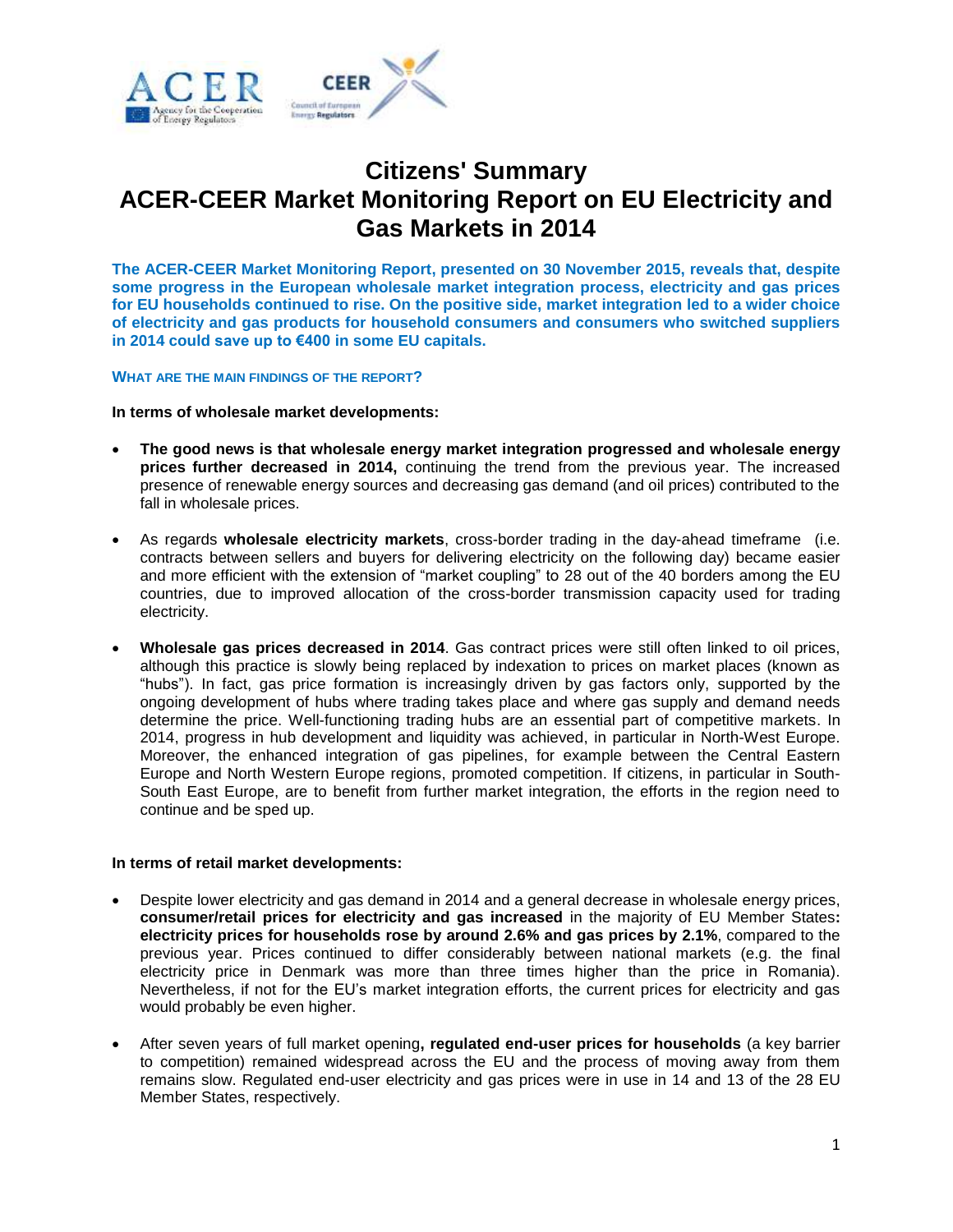# Citizens' Summary
# ACER-CEER Market Monitoring Report on EU Electricity and Gas Markets in 2014

**The ACER-CEER Market Monitoring Report, presented on 30 November 2015, reveals that, despite some progress in the European wholesale market integration process, electricity and gas prices for EU households continued to rise. On the positive side, market integration led to a wider choice of electricity and gas products for household consumers and consumers who switched suppliers in 2014 could save up to €400 in some EU capitals.**

## WHAT ARE THE MAIN FINDINGS OF THE REPORT?

**In terms of wholesale market developments:**

- **The good news is that wholesale energy market integration progressed and wholesale energy prices further decreased in 2014,** continuing the trend from the previous year. The increased presence of renewable energy sources and decreasing gas demand (and oil prices) contributed to the fall in wholesale prices.

- As regards **wholesale electricity markets**, cross-border trading in the day-ahead timeframe (i.e. contracts between sellers and buyers for delivering electricity on the following day) became easier and more efficient with the extension of "market coupling" to 28 out of the 40 borders among the EU countries, due to improved allocation of the cross-border transmission capacity used for trading electricity.

- **Wholesale gas prices decreased in 2014**. Gas contract prices were still often linked to oil prices, although this practice is slowly being replaced by indexation to prices on market places (known as "hubs"). In fact, gas price formation is increasingly driven by gas factors only, supported by the ongoing development of hubs where trading takes place and where gas supply and demand needs determine the price. Well-functioning trading hubs are an essential part of competitive markets. In 2014, progress in hub development and liquidity was achieved, in particular in North-West Europe. Moreover, the enhanced integration of gas pipelines, for example between the Central Eastern Europe and North Western Europe regions, promoted competition. If citizens, in particular in South-South East Europe, are to benefit from further market integration, the efforts in the region need to continue and be sped up.

**In terms of retail market developments:**

- Despite lower electricity and gas demand in 2014 and a general decrease in wholesale energy prices, **consumer/retail prices for electricity and gas increased** in the majority of EU Member States**: electricity prices for households rose by around 2.6% and gas prices by 2.1%**, compared to the previous year. Prices continued to differ considerably between national markets (e.g. the final electricity price in Denmark was more than three times higher than the price in Romania). Nevertheless, if not for the EU's market integration efforts, the current prices for electricity and gas would probably be even higher.

- After seven years of full market opening**, regulated end-user prices for households** (a key barrier to competition) remained widespread across the EU and the process of moving away from them remains slow. Regulated end-user electricity and gas prices were in use in 14 and 13 of the 28 EU Member States, respectively.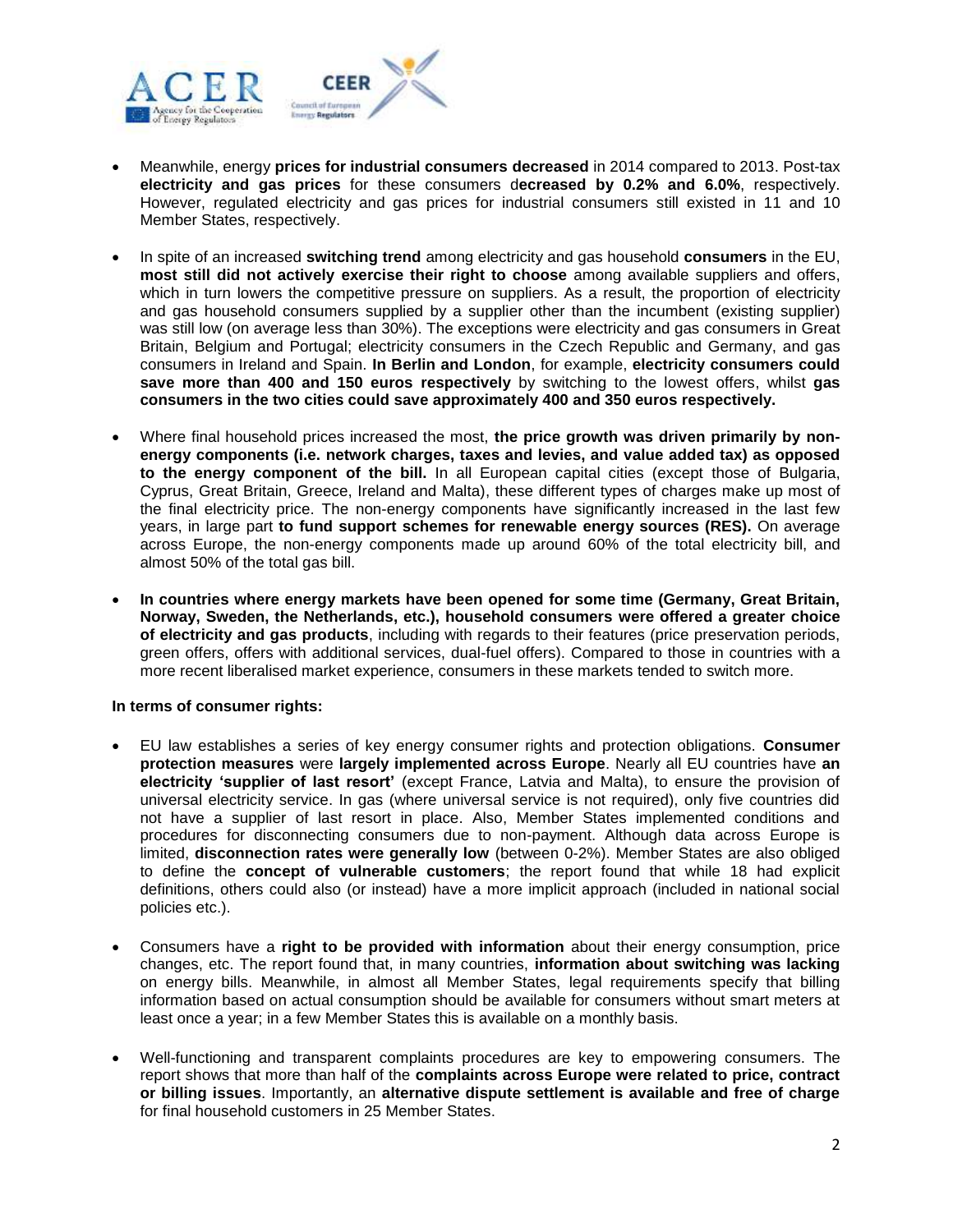- Meanwhile, energy **prices for industrial consumers decreased** in 2014 compared to 2013. Post-tax **electricity and gas prices** for these consumers d**ecreased by 0.2% and 6.0%**, respectively. However, regulated electricity and gas prices for industrial consumers still existed in 11 and 10 Member States, respectively.

- In spite of an increased **switching trend** among electricity and gas household **consumers** in the EU, **most still did not actively exercise their right to choose** among available suppliers and offers, which in turn lowers the competitive pressure on suppliers. As a result, the proportion of electricity and gas household consumers supplied by a supplier other than the incumbent (existing supplier) was still low (on average less than 30%). The exceptions were electricity and gas consumers in Great Britain, Belgium and Portugal; electricity consumers in the Czech Republic and Germany, and gas consumers in Ireland and Spain. **In Berlin and London**, for example, **electricity consumers could save more than 400 and 150 euros respectively** by switching to the lowest offers, whilst **gas consumers in the two cities could save approximately 400 and 350 euros respectively.**

- Where final household prices increased the most, **the price growth was driven primarily by non-energy components (i.e. network charges, taxes and levies, and value added tax) as opposed to the energy component of the bill.** In all European capital cities (except those of Bulgaria, Cyprus, Great Britain, Greece, Ireland and Malta), these different types of charges make up most of the final electricity price. The non-energy components have significantly increased in the last few years, in large part **to fund support schemes for renewable energy sources (RES).** On average across Europe, the non-energy components made up around 60% of the total electricity bill, and almost 50% of the total gas bill.

- **In countries where energy markets have been opened for some time (Germany, Great Britain, Norway, Sweden, the Netherlands, etc.), household consumers were offered a greater choice of electricity and gas products**, including with regards to their features (price preservation periods, green offers, offers with additional services, dual-fuel offers). Compared to those in countries with a more recent liberalised market experience, consumers in these markets tended to switch more.

**In terms of consumer rights:**

- EU law establishes a series of key energy consumer rights and protection obligations. **Consumer protection measures** were **largely implemented across Europe**. Nearly all EU countries have **an electricity 'supplier of last resort'** (except France, Latvia and Malta), to ensure the provision of universal electricity service. In gas (where universal service is not required), only five countries did not have a supplier of last resort in place. Also, Member States implemented conditions and procedures for disconnecting consumers due to non-payment. Although data across Europe is limited, **disconnection rates were generally low** (between 0-2%). Member States are also obliged to define the **concept of vulnerable customers**; the report found that while 18 had explicit definitions, others could also (or instead) have a more implicit approach (included in national social policies etc.).

- Consumers have a **right to be provided with information** about their energy consumption, price changes, etc. The report found that, in many countries, **information about switching was lacking** on energy bills. Meanwhile, in almost all Member States, legal requirements specify that billing information based on actual consumption should be available for consumers without smart meters at least once a year; in a few Member States this is available on a monthly basis.

- Well-functioning and transparent complaints procedures are key to empowering consumers. The report shows that more than half of the **complaints across Europe were related to price, contract or billing issues**. Importantly, an **alternative dispute settlement is available and free of charge** for final household customers in 25 Member States.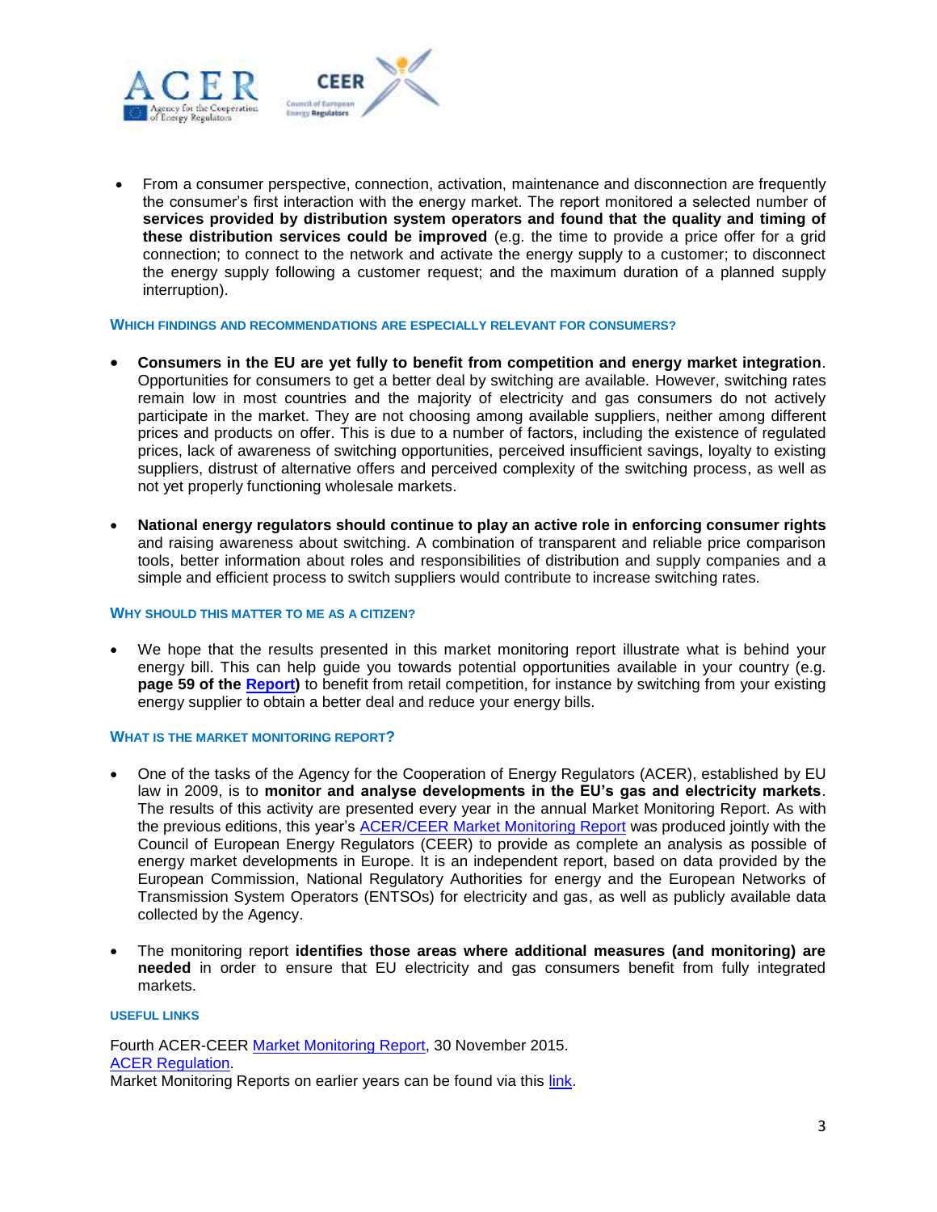- From a consumer perspective, connection, activation, maintenance and disconnection are frequently the consumer's first interaction with the energy market. The report monitored a selected number of **services provided by distribution system operators and found that the quality and timing of these distribution services could be improved** (e.g. the time to provide a price offer for a grid connection; to connect to the network and activate the energy supply to a customer; to disconnect the energy supply following a customer request; and the maximum duration of a planned supply interruption).

### WHICH FINDINGS AND RECOMMENDATIONS ARE ESPECIALLY RELEVANT FOR CONSUMERS?

- **Consumers in the EU are yet fully to benefit from competition and energy market integration**. Opportunities for consumers to get a better deal by switching are available. However, switching rates remain low in most countries and the majority of electricity and gas consumers do not actively participate in the market. They are not choosing among available suppliers, neither among different prices and products on offer. This is due to a number of factors, including the existence of regulated prices, lack of awareness of switching opportunities, perceived insufficient savings, loyalty to existing suppliers, distrust of alternative offers and perceived complexity of the switching process, as well as not yet properly functioning wholesale markets.

- **National energy regulators should continue to play an active role in enforcing consumer rights** and raising awareness about switching. A combination of transparent and reliable price comparison tools, better information about roles and responsibilities of distribution and supply companies and a simple and efficient process to switch suppliers would contribute to increase switching rates.

### WHY SHOULD THIS MATTER TO ME AS A CITIZEN?

- We hope that the results presented in this market monitoring report illustrate what is behind your energy bill. This can help guide you towards potential opportunities available in your country (e.g. **page 59 of the Report)** to benefit from retail competition, for instance by switching from your existing energy supplier to obtain a better deal and reduce your energy bills.

### WHAT IS THE MARKET MONITORING REPORT?

- One of the tasks of the Agency for the Cooperation of Energy Regulators (ACER), established by EU law in 2009, is to **monitor and analyse developments in the EU's gas and electricity markets**. The results of this activity are presented every year in the annual Market Monitoring Report. As with the previous editions, this year's ACER/CEER Market Monitoring Report was produced jointly with the Council of European Energy Regulators (CEER) to provide as complete an analysis as possible of energy market developments in Europe. It is an independent report, based on data provided by the European Commission, National Regulatory Authorities for energy and the European Networks of Transmission System Operators (ENTSOs) for electricity and gas, as well as publicly available data collected by the Agency.

- The monitoring report **identifies those areas where additional measures (and monitoring) are needed** in order to ensure that EU electricity and gas consumers benefit from fully integrated markets.

### USEFUL LINKS

Fourth ACER-CEER Market Monitoring Report, 30 November 2015.
ACER Regulation.
Market Monitoring Reports on earlier years can be found via this link.